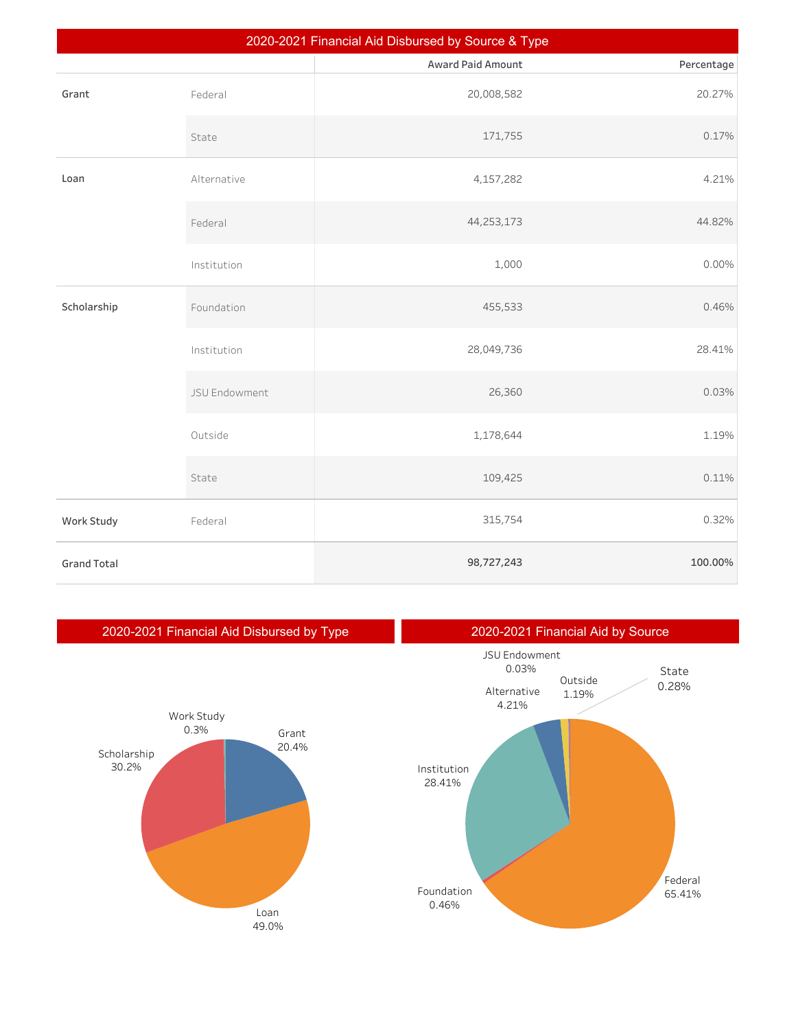## 2020-2021 Financial Aid Disbursed by Source & Type

| | | Award Paid Amount | Percentage |
|---|---|---|---|
| Grant | Federal | 20,008,582 | 20.27% |
| | State | 171,755 | 0.17% |
| Loan | Alternative | 4,157,282 | 4.21% |
| | Federal | 44,253,173 | 44.82% |
| | Institution | 1,000 | 0.00% |
| Scholarship | Foundation | 455,533 | 0.46% |
| | Institution | 28,049,736 | 28.41% |
| | JSU Endowment | 26,360 | 0.03% |
| | Outside | 1,178,644 | 1.19% |
| | State | 109,425 | 0.11% |
| Work Study | Federal | 315,754 | 0.32% |
| **Grand Total** | | **98,727,243** | **100.00%** |

## 2020-2021 Financial Aid Disbursed by Type

Work Study 0.3%

Grant 20.4%

Scholarship 30.2%

Loan 49.0%

## 2020-2021 Financial Aid by Source

JSU Endowment 0.03%

Outside 1.19%

State 0.28%

Alternative 4.21%

Institution 28.41%

Foundation 0.46%

Federal 65.41%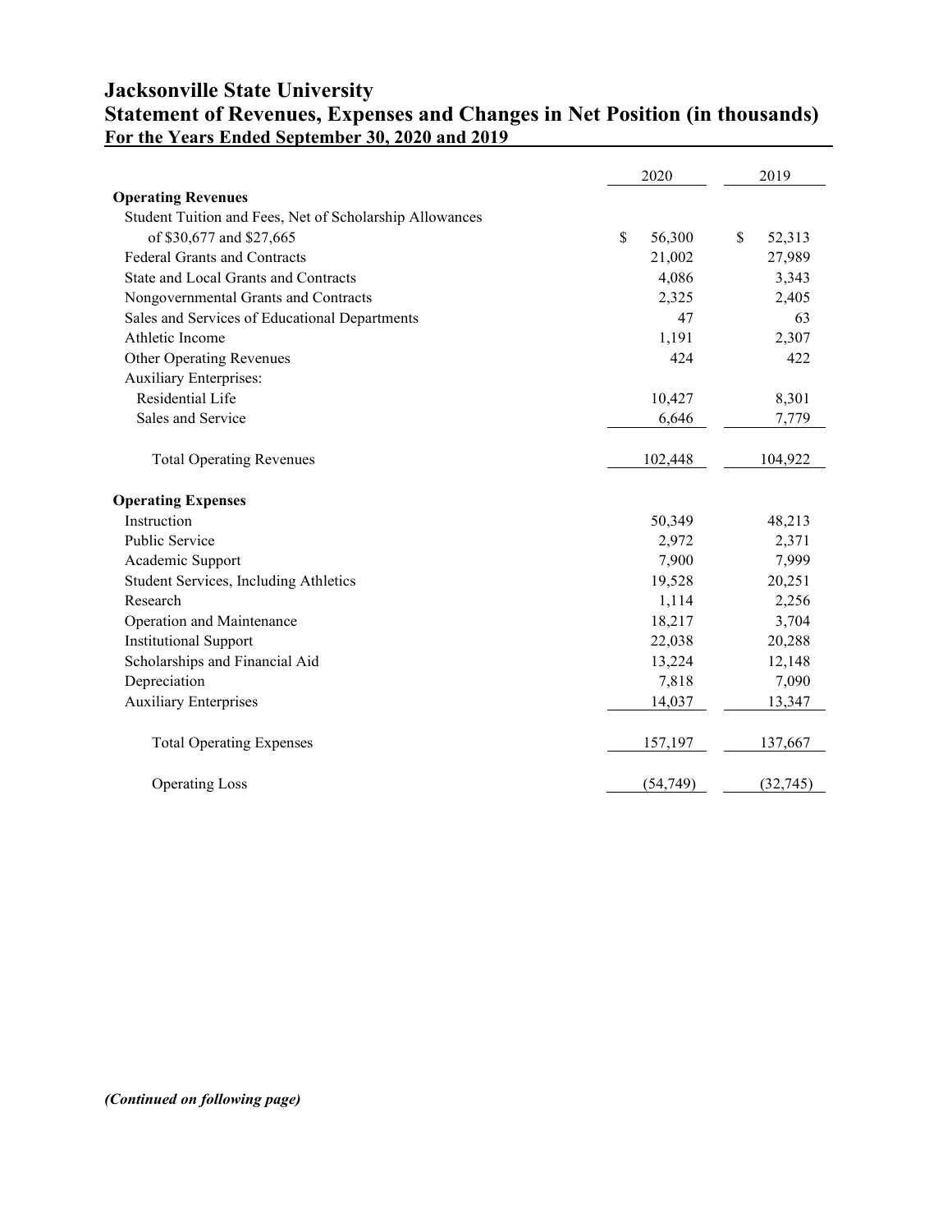# Jacksonville State University

## Statement of Revenues, Expenses and Changes in Net Position (in thousands)

**For the Years Ended September 30, 2020 and 2019**

| | 2020 | 2019 |
|---|---|---|
| **Operating Revenues** | | |
| Student Tuition and Fees, Net of Scholarship Allowances of $30,677 and $27,665 | $ 56,300 | $ 52,313 |
| Federal Grants and Contracts | 21,002 | 27,989 |
| State and Local Grants and Contracts | 4,086 | 3,343 |
| Nongovernmental Grants and Contracts | 2,325 | 2,405 |
| Sales and Services of Educational Departments | 47 | 63 |
| Athletic Income | 1,191 | 2,307 |
| Other Operating Revenues | 424 | 422 |
| Auxiliary Enterprises: | | |
| Residential Life | 10,427 | 8,301 |
| Sales and Service | 6,646 | 7,779 |
| Total Operating Revenues | 102,448 | 104,922 |
| **Operating Expenses** | | |
| Instruction | 50,349 | 48,213 |
| Public Service | 2,972 | 2,371 |
| Academic Support | 7,900 | 7,999 |
| Student Services, Including Athletics | 19,528 | 20,251 |
| Research | 1,114 | 2,256 |
| Operation and Maintenance | 18,217 | 3,704 |
| Institutional Support | 22,038 | 20,288 |
| Scholarships and Financial Aid | 13,224 | 12,148 |
| Depreciation | 7,818 | 7,090 |
| Auxiliary Enterprises | 14,037 | 13,347 |
| Total Operating Expenses | 157,197 | 137,667 |
| Operating Loss | (54,749) | (32,745) |

***(Continued on following page)***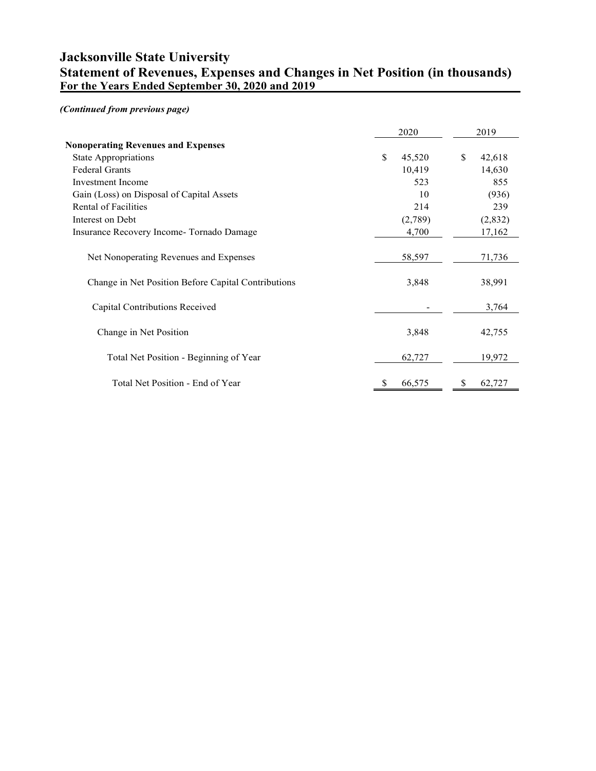# Jacksonville State University

## Statement of Revenues, Expenses and Changes in Net Position (in thousands)

### For the Years Ended September 30, 2020 and 2019

*(Continued from previous page)*

| | 2020 | 2019 |
|---|---|---|
| **Nonoperating Revenues and Expenses** | | |
| State Appropriations | $ 45,520 | $ 42,618 |
| Federal Grants | 10,419 | 14,630 |
| Investment Income | 523 | 855 |
| Gain (Loss) on Disposal of Capital Assets | 10 | (936) |
| Rental of Facilities | 214 | 239 |
| Interest on Debt | (2,789) | (2,832) |
| Insurance Recovery Income- Tornado Damage | 4,700 | 17,162 |
| Net Nonoperating Revenues and Expenses | 58,597 | 71,736 |
| Change in Net Position Before Capital Contributions | 3,848 | 38,991 |
| Capital Contributions Received | - | 3,764 |
| Change in Net Position | 3,848 | 42,755 |
| Total Net Position - Beginning of Year | 62,727 | 19,972 |
| Total Net Position - End of Year | $ 66,575 | $ 62,727 |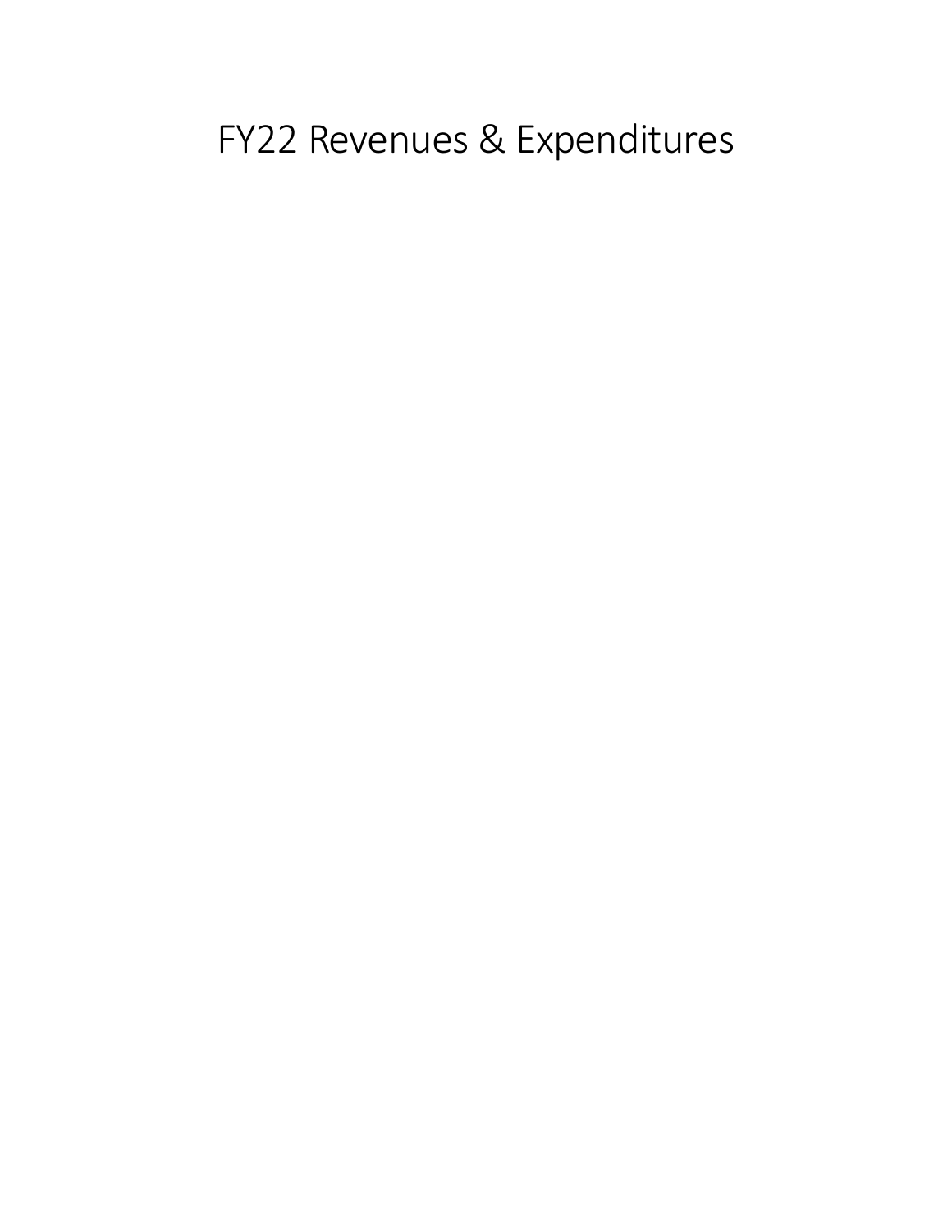# FY22 Revenues & Expenditures